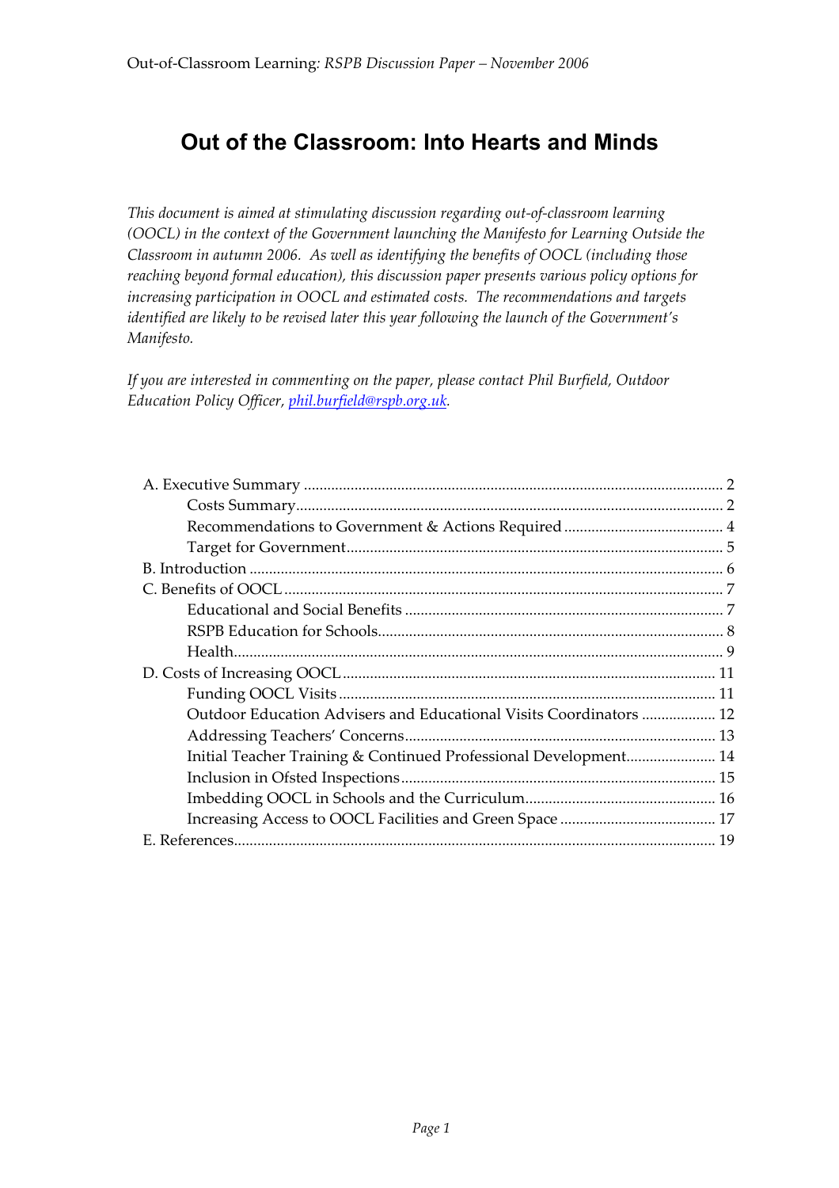# Out of the Classroom: Into Hearts and Minds

*This document is aimed at stimulating discussion regarding out-of-classroom learning (OOCL) in the context of the Government launching the Manifesto for Learning Outside the Classroom in autumn 2006. As well as identifying the benefits of OOCL (including those reaching beyond formal education), this discussion paper presents various policy options for increasing participation in OOCL and estimated costs. The recommendations and targets identified are likely to be revised later this year following the launch of the Government's Manifesto.*

*If you are interested in commenting on the paper, please contact Phil Burfield, Outdoor Education Policy Officer, [phil.burfield@rspb.org.uk](mailto:phil.burfield@rspb.org.uk).*

- A. Executive Summary ..... 2
  - Costs Summary ..... 2
  - Recommendations to Government & Actions Required ..... 4
  - Target for Government ..... 5
- B. Introduction ..... 6
- C. Benefits of OOCL ..... 7
  - Educational and Social Benefits ..... 7
  - RSPB Education for Schools ..... 8
  - Health ..... 9
- D. Costs of Increasing OOCL ..... 11
  - Funding OOCL Visits ..... 11
  - Outdoor Education Advisers and Educational Visits Coordinators ..... 12
  - Addressing Teachers' Concerns ..... 13
  - Initial Teacher Training & Continued Professional Development ..... 14
  - Inclusion in Ofsted Inspections ..... 15
  - Imbedding OOCL in Schools and the Curriculum ..... 16
  - Increasing Access to OOCL Facilities and Green Space ..... 17
- E. References ..... 19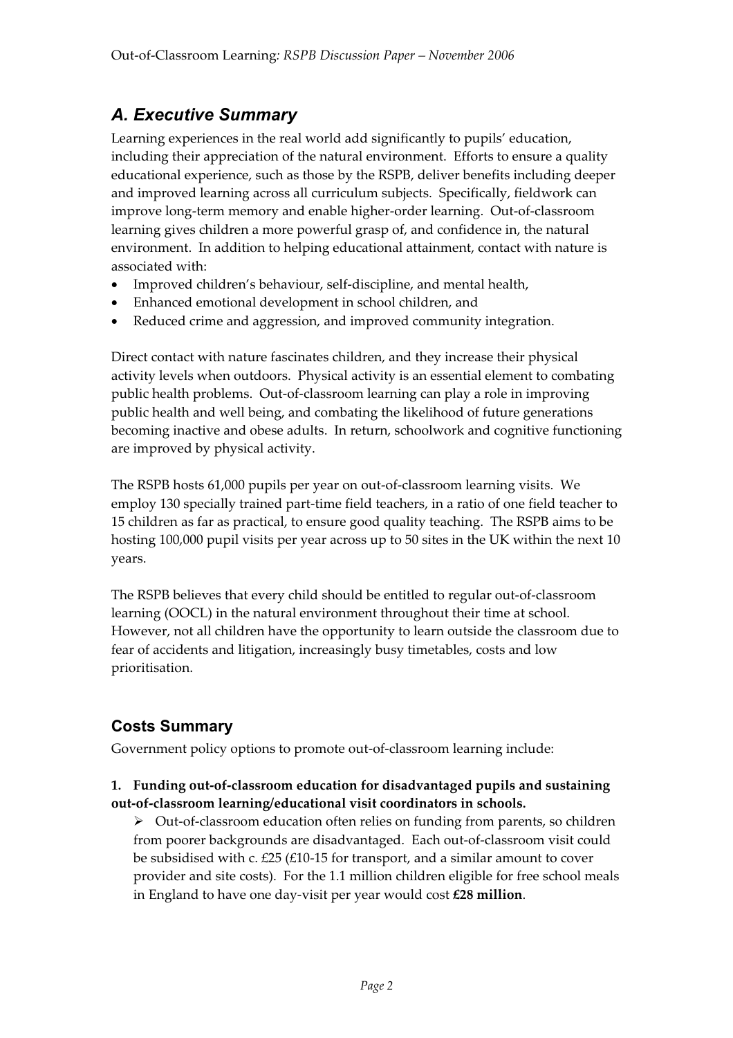## *A. Executive Summary*

Learning experiences in the real world add significantly to pupils' education, including their appreciation of the natural environment. Efforts to ensure a quality educational experience, such as those by the RSPB, deliver benefits including deeper and improved learning across all curriculum subjects. Specifically, fieldwork can improve long-term memory and enable higher-order learning. Out-of-classroom learning gives children a more powerful grasp of, and confidence in, the natural environment. In addition to helping educational attainment, contact with nature is associated with:

- Improved children's behaviour, self-discipline, and mental health,
- Enhanced emotional development in school children, and
- Reduced crime and aggression, and improved community integration.

Direct contact with nature fascinates children, and they increase their physical activity levels when outdoors. Physical activity is an essential element to combating public health problems. Out-of-classroom learning can play a role in improving public health and well being, and combating the likelihood of future generations becoming inactive and obese adults. In return, schoolwork and cognitive functioning are improved by physical activity.

The RSPB hosts 61,000 pupils per year on out-of-classroom learning visits. We employ 130 specially trained part-time field teachers, in a ratio of one field teacher to 15 children as far as practical, to ensure good quality teaching. The RSPB aims to be hosting 100,000 pupil visits per year across up to 50 sites in the UK within the next 10 years.

The RSPB believes that every child should be entitled to regular out-of-classroom learning (OOCL) in the natural environment throughout their time at school. However, not all children have the opportunity to learn outside the classroom due to fear of accidents and litigation, increasingly busy timetables, costs and low prioritisation.

### Costs Summary

Government policy options to promote out-of-classroom learning include:

**1. Funding out-of-classroom education for disadvantaged pupils and sustaining out-of-classroom learning/educational visit coordinators in schools.**

- Out-of-classroom education often relies on funding from parents, so children from poorer backgrounds are disadvantaged. Each out-of-classroom visit could be subsidised with c. £25 (£10-15 for transport, and a similar amount to cover provider and site costs). For the 1.1 million children eligible for free school meals in England to have one day-visit per year would cost **£28 million**.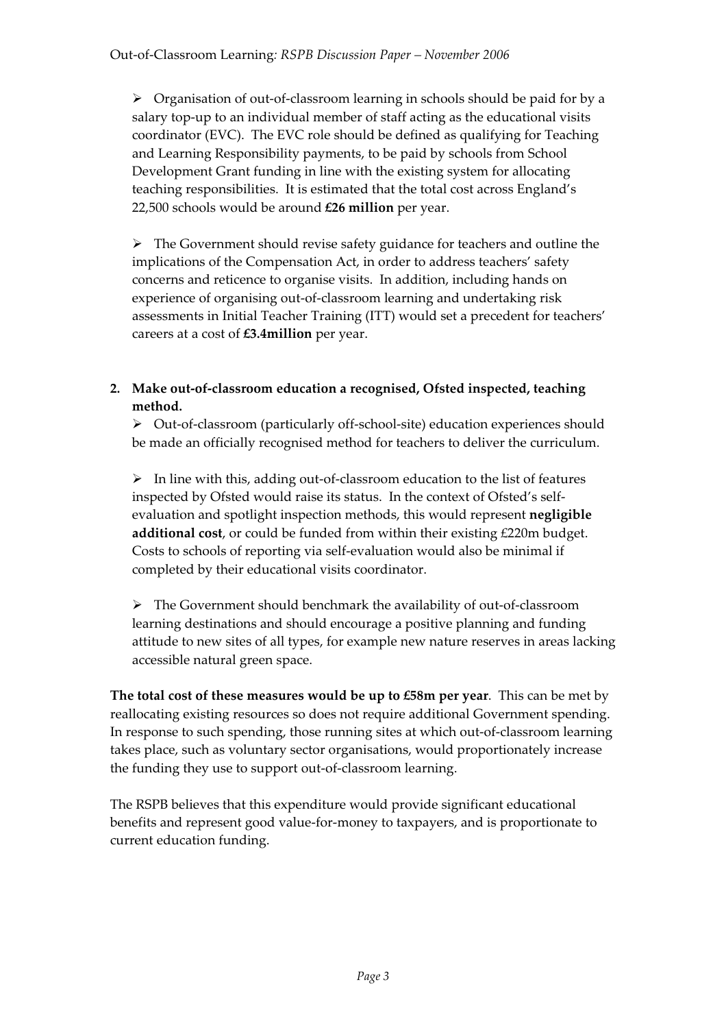- Organisation of out-of-classroom learning in schools should be paid for by a salary top-up to an individual member of staff acting as the educational visits coordinator (EVC). The EVC role should be defined as qualifying for Teaching and Learning Responsibility payments, to be paid by schools from School Development Grant funding in line with the existing system for allocating teaching responsibilities. It is estimated that the total cost across England's 22,500 schools would be around **£26 million** per year.

- The Government should revise safety guidance for teachers and outline the implications of the Compensation Act, in order to address teachers' safety concerns and reticence to organise visits. In addition, including hands on experience of organising out-of-classroom learning and undertaking risk assessments in Initial Teacher Training (ITT) would set a precedent for teachers' careers at a cost of **£3.4million** per year.

**2. Make out-of-classroom education a recognised, Ofsted inspected, teaching method.**

- Out-of-classroom (particularly off-school-site) education experiences should be made an officially recognised method for teachers to deliver the curriculum.

- In line with this, adding out-of-classroom education to the list of features inspected by Ofsted would raise its status. In the context of Ofsted's self-evaluation and spotlight inspection methods, this would represent **negligible additional cost**, or could be funded from within their existing £220m budget. Costs to schools of reporting via self-evaluation would also be minimal if completed by their educational visits coordinator.

- The Government should benchmark the availability of out-of-classroom learning destinations and should encourage a positive planning and funding attitude to new sites of all types, for example new nature reserves in areas lacking accessible natural green space.

**The total cost of these measures would be up to £58m per year**. This can be met by reallocating existing resources so does not require additional Government spending. In response to such spending, those running sites at which out-of-classroom learning takes place, such as voluntary sector organisations, would proportionately increase the funding they use to support out-of-classroom learning.

The RSPB believes that this expenditure would provide significant educational benefits and represent good value-for-money to taxpayers, and is proportionate to current education funding.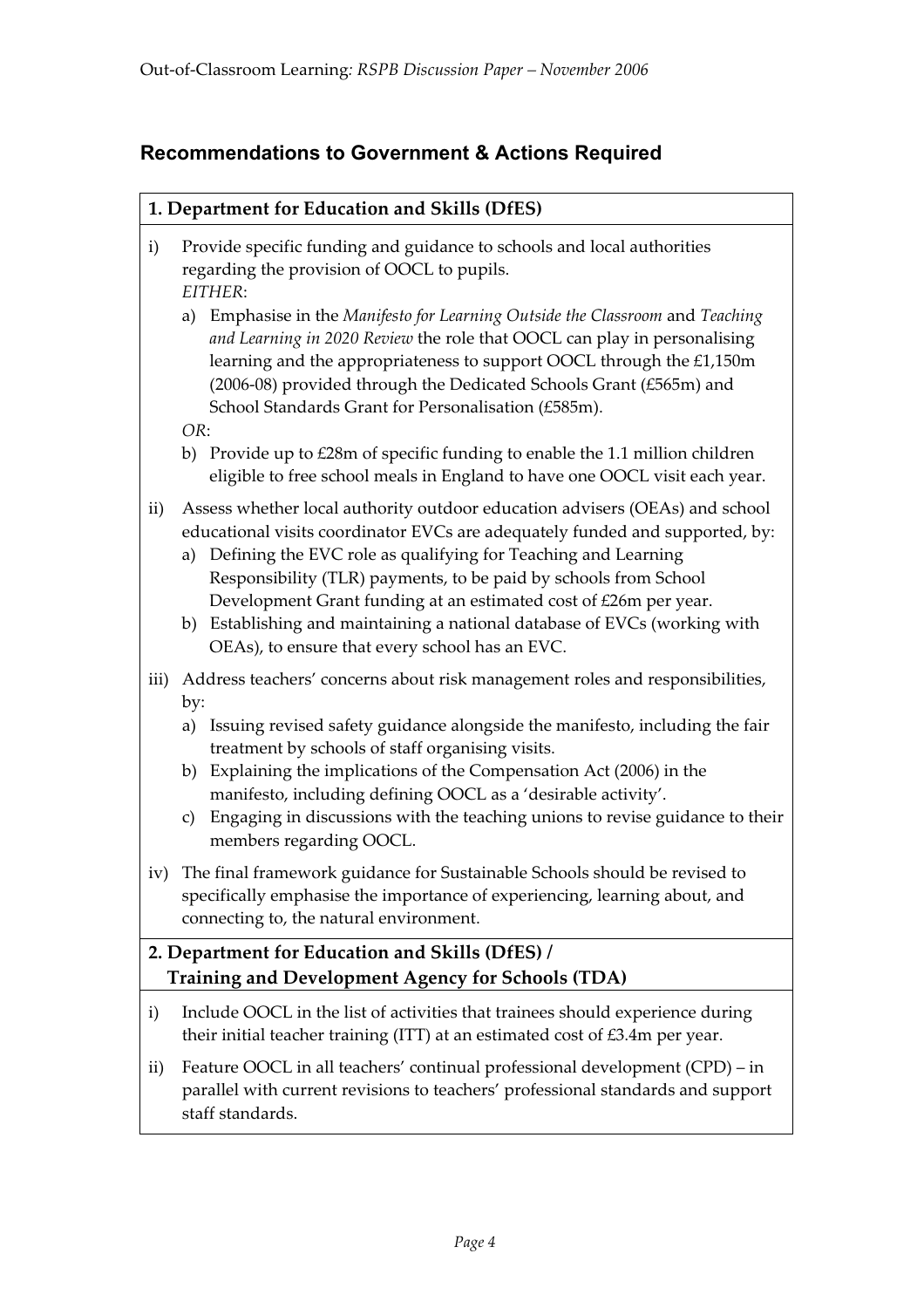## Recommendations to Government & Actions Required

### 1. Department for Education and Skills (DfES)

i) Provide specific funding and guidance to schools and local authorities regarding the provision of OOCL to pupils.
*EITHER*:
   a) Emphasise in the *Manifesto for Learning Outside the Classroom* and *Teaching and Learning in 2020 Review* the role that OOCL can play in personalising learning and the appropriateness to support OOCL through the £1,150m (2006-08) provided through the Dedicated Schools Grant (£565m) and School Standards Grant for Personalisation (£585m).

   *OR*:

   b) Provide up to £28m of specific funding to enable the 1.1 million children eligible to free school meals in England to have one OOCL visit each year.

ii) Assess whether local authority outdoor education advisers (OEAs) and school educational visits coordinator EVCs are adequately funded and supported, by:
   a) Defining the EVC role as qualifying for Teaching and Learning Responsibility (TLR) payments, to be paid by schools from School Development Grant funding at an estimated cost of £26m per year.
   b) Establishing and maintaining a national database of EVCs (working with OEAs), to ensure that every school has an EVC.

iii) Address teachers' concerns about risk management roles and responsibilities, by:
   a) Issuing revised safety guidance alongside the manifesto, including the fair treatment by schools of staff organising visits.
   b) Explaining the implications of the Compensation Act (2006) in the manifesto, including defining OOCL as a 'desirable activity'.
   c) Engaging in discussions with the teaching unions to revise guidance to their members regarding OOCL.

iv) The final framework guidance for Sustainable Schools should be revised to specifically emphasise the importance of experiencing, learning about, and connecting to, the natural environment.

### 2. Department for Education and Skills (DfES) / Training and Development Agency for Schools (TDA)

i) Include OOCL in the list of activities that trainees should experience during their initial teacher training (ITT) at an estimated cost of £3.4m per year.

ii) Feature OOCL in all teachers' continual professional development (CPD) – in parallel with current revisions to teachers' professional standards and support staff standards.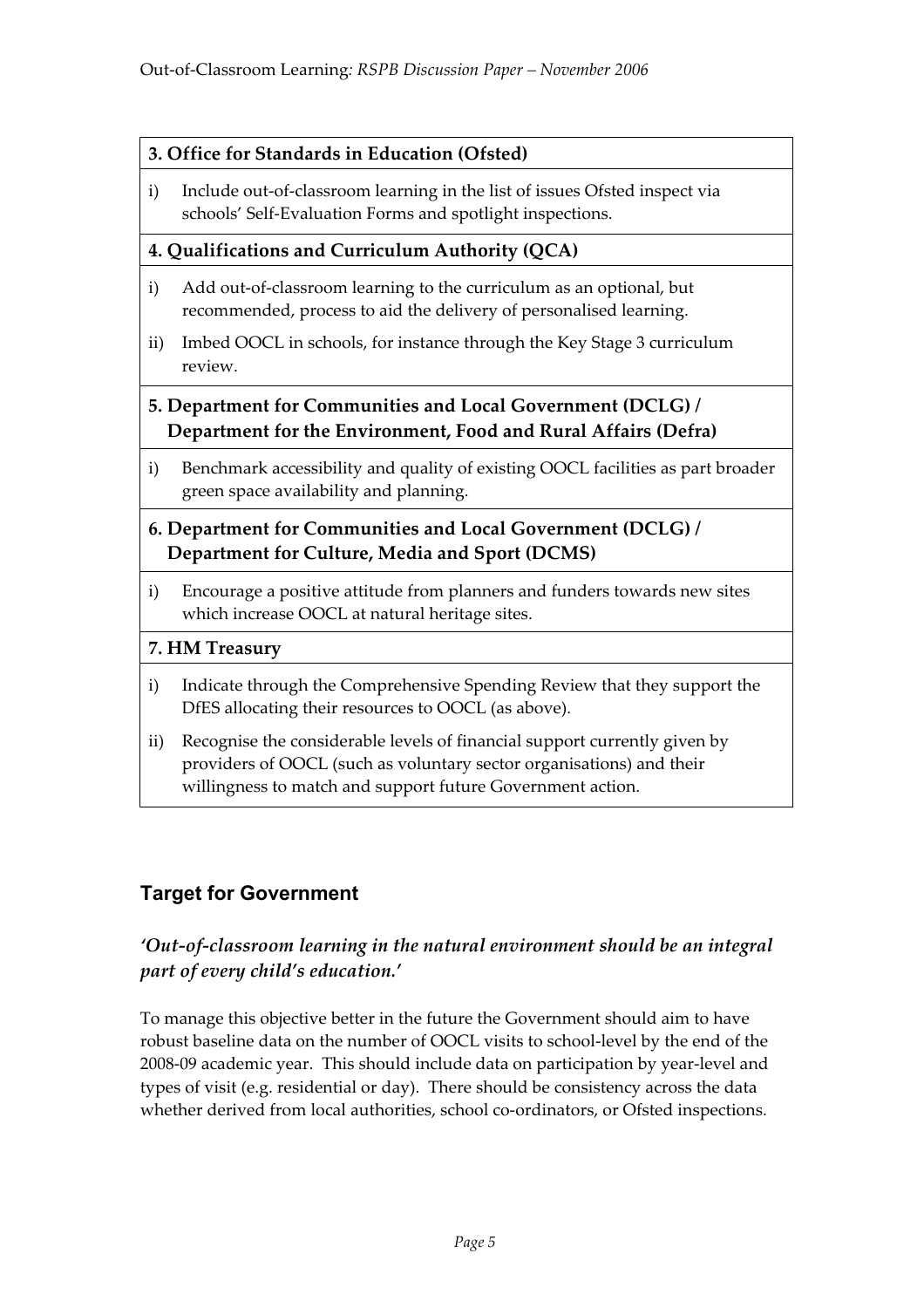**3. Office for Standards in Education (Ofsted)**

i) Include out-of-classroom learning in the list of issues Ofsted inspect via schools' Self-Evaluation Forms and spotlight inspections.

**4. Qualifications and Curriculum Authority (QCA)**

i) Add out-of-classroom learning to the curriculum as an optional, but recommended, process to aid the delivery of personalised learning.

ii) Imbed OOCL in schools, for instance through the Key Stage 3 curriculum review.

**5. Department for Communities and Local Government (DCLG) / Department for the Environment, Food and Rural Affairs (Defra)**

i) Benchmark accessibility and quality of existing OOCL facilities as part broader green space availability and planning.

**6. Department for Communities and Local Government (DCLG) / Department for Culture, Media and Sport (DCMS)**

i) Encourage a positive attitude from planners and funders towards new sites which increase OOCL at natural heritage sites.

**7. HM Treasury**

i) Indicate through the Comprehensive Spending Review that they support the DfES allocating their resources to OOCL (as above).

ii) Recognise the considerable levels of financial support currently given by providers of OOCL (such as voluntary sector organisations) and their willingness to match and support future Government action.

## Target for Government

### *'Out-of-classroom learning in the natural environment should be an integral part of every child's education.'*

To manage this objective better in the future the Government should aim to have robust baseline data on the number of OOCL visits to school-level by the end of the 2008-09 academic year. This should include data on participation by year-level and types of visit (e.g. residential or day). There should be consistency across the data whether derived from local authorities, school co-ordinators, or Ofsted inspections.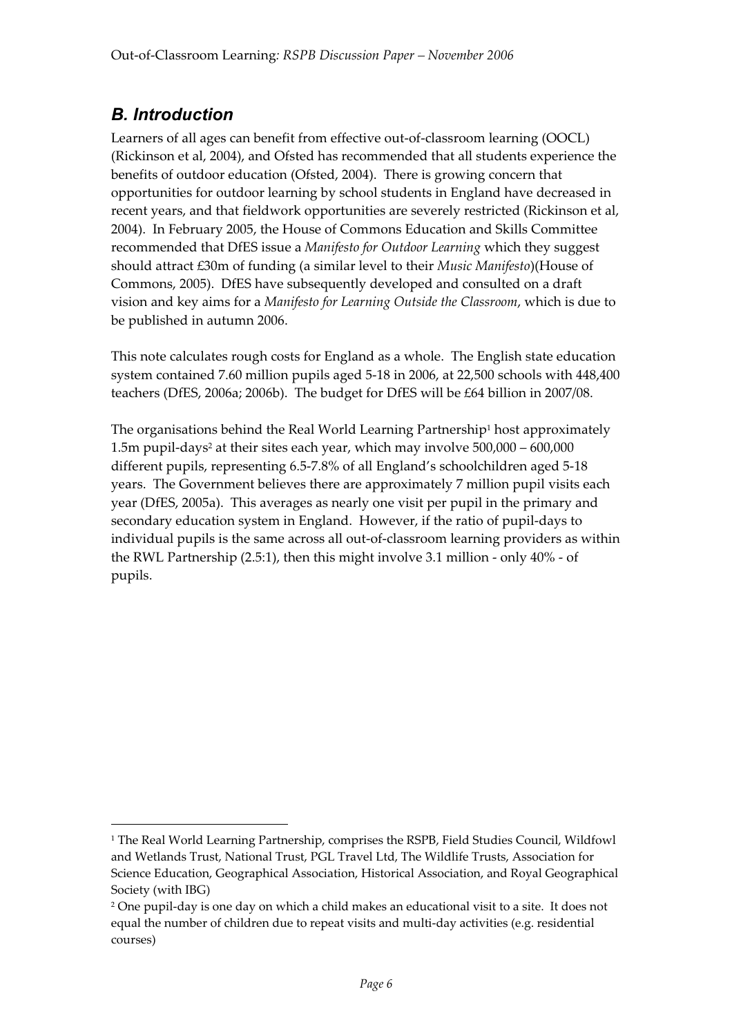## *B. Introduction*

Learners of all ages can benefit from effective out-of-classroom learning (OOCL) (Rickinson et al, 2004), and Ofsted has recommended that all students experience the benefits of outdoor education (Ofsted, 2004). There is growing concern that opportunities for outdoor learning by school students in England have decreased in recent years, and that fieldwork opportunities are severely restricted (Rickinson et al, 2004). In February 2005, the House of Commons Education and Skills Committee recommended that DfES issue a *Manifesto for Outdoor Learning* which they suggest should attract £30m of funding (a similar level to their *Music Manifesto*)(House of Commons, 2005). DfES have subsequently developed and consulted on a draft vision and key aims for a *Manifesto for Learning Outside the Classroom*, which is due to be published in autumn 2006.

This note calculates rough costs for England as a whole. The English state education system contained 7.60 million pupils aged 5-18 in 2006, at 22,500 schools with 448,400 teachers (DfES, 2006a; 2006b). The budget for DfES will be £64 billion in 2007/08.

The organisations behind the Real World Learning Partnership[1] host approximately 1.5m pupil-days[2] at their sites each year, which may involve 500,000 – 600,000 different pupils, representing 6.5-7.8% of all England's schoolchildren aged 5-18 years. The Government believes there are approximately 7 million pupil visits each year (DfES, 2005a). This averages as nearly one visit per pupil in the primary and secondary education system in England. However, if the ratio of pupil-days to individual pupils is the same across all out-of-classroom learning providers as within the RWL Partnership (2.5:1), then this might involve 3.1 million - only 40% - of pupils.

---

[1] The Real World Learning Partnership, comprises the RSPB, Field Studies Council, Wildfowl and Wetlands Trust, National Trust, PGL Travel Ltd, The Wildlife Trusts, Association for Science Education, Geographical Association, Historical Association, and Royal Geographical Society (with IBG)

[2] One pupil-day is one day on which a child makes an educational visit to a site. It does not equal the number of children due to repeat visits and multi-day activities (e.g. residential courses)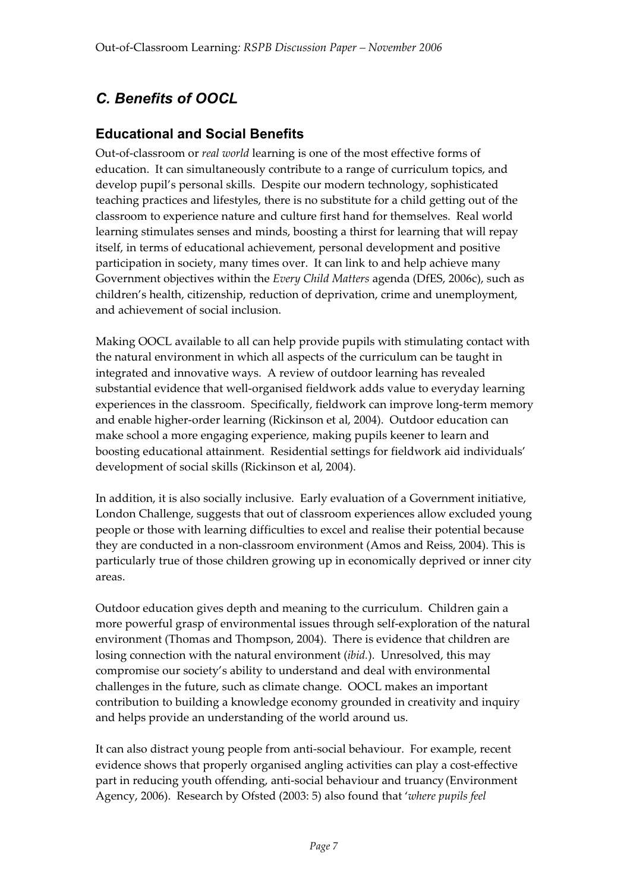## C. Benefits of OOCL

### Educational and Social Benefits

Out-of-classroom or *real world* learning is one of the most effective forms of education. It can simultaneously contribute to a range of curriculum topics, and develop pupil's personal skills. Despite our modern technology, sophisticated teaching practices and lifestyles, there is no substitute for a child getting out of the classroom to experience nature and culture first hand for themselves. Real world learning stimulates senses and minds, boosting a thirst for learning that will repay itself, in terms of educational achievement, personal development and positive participation in society, many times over. It can link to and help achieve many Government objectives within the *Every Child Matters* agenda (DfES, 2006c), such as children's health, citizenship, reduction of deprivation, crime and unemployment, and achievement of social inclusion.

Making OOCL available to all can help provide pupils with stimulating contact with the natural environment in which all aspects of the curriculum can be taught in integrated and innovative ways. A review of outdoor learning has revealed substantial evidence that well-organised fieldwork adds value to everyday learning experiences in the classroom. Specifically, fieldwork can improve long-term memory and enable higher-order learning (Rickinson et al, 2004). Outdoor education can make school a more engaging experience, making pupils keener to learn and boosting educational attainment. Residential settings for fieldwork aid individuals' development of social skills (Rickinson et al, 2004).

In addition, it is also socially inclusive. Early evaluation of a Government initiative, London Challenge, suggests that out of classroom experiences allow excluded young people or those with learning difficulties to excel and realise their potential because they are conducted in a non-classroom environment (Amos and Reiss, 2004). This is particularly true of those children growing up in economically deprived or inner city areas.

Outdoor education gives depth and meaning to the curriculum. Children gain a more powerful grasp of environmental issues through self-exploration of the natural environment (Thomas and Thompson, 2004). There is evidence that children are losing connection with the natural environment (*ibid.*). Unresolved, this may compromise our society's ability to understand and deal with environmental challenges in the future, such as climate change. OOCL makes an important contribution to building a knowledge economy grounded in creativity and inquiry and helps provide an understanding of the world around us.

It can also distract young people from anti-social behaviour. For example, recent evidence shows that properly organised angling activities can play a cost-effective part in reducing youth offending, anti-social behaviour and truancy (Environment Agency, 2006). Research by Ofsted (2003: 5) also found that '*where pupils feel*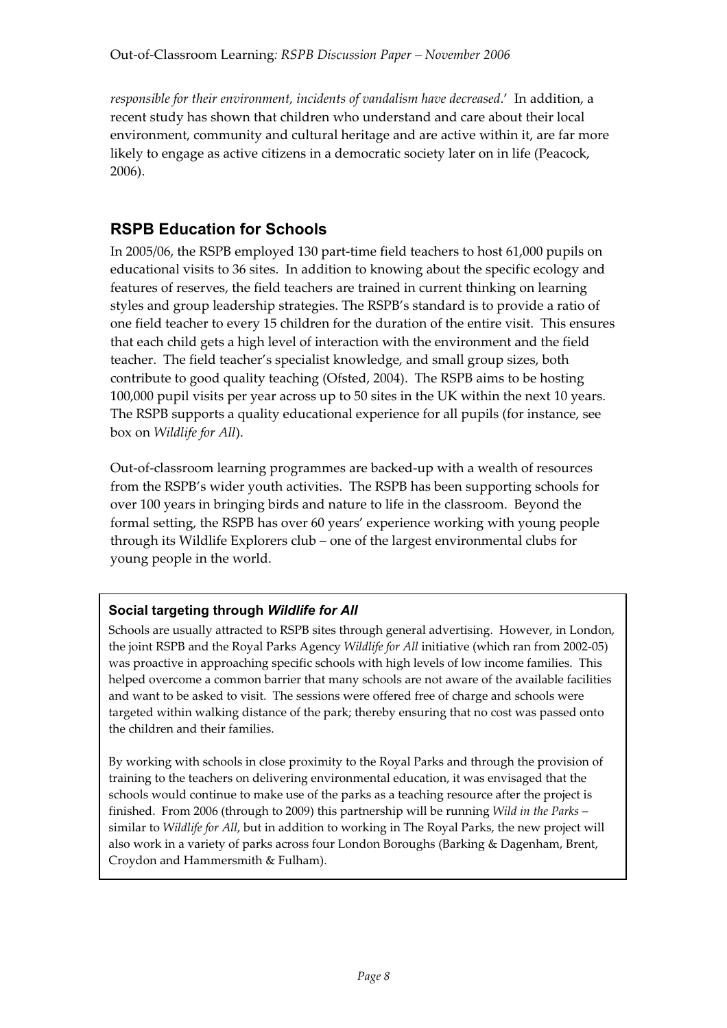*responsible for their environment, incidents of vandalism have decreased*.' In addition, a recent study has shown that children who understand and care about their local environment, community and cultural heritage and are active within it, are far more likely to engage as active citizens in a democratic society later on in life (Peacock, 2006).

## RSPB Education for Schools

In 2005/06, the RSPB employed 130 part-time field teachers to host 61,000 pupils on educational visits to 36 sites. In addition to knowing about the specific ecology and features of reserves, the field teachers are trained in current thinking on learning styles and group leadership strategies. The RSPB's standard is to provide a ratio of one field teacher to every 15 children for the duration of the entire visit. This ensures that each child gets a high level of interaction with the environment and the field teacher. The field teacher's specialist knowledge, and small group sizes, both contribute to good quality teaching (Ofsted, 2004). The RSPB aims to be hosting 100,000 pupil visits per year across up to 50 sites in the UK within the next 10 years. The RSPB supports a quality educational experience for all pupils (for instance, see box on *Wildlife for All*).

Out-of-classroom learning programmes are backed-up with a wealth of resources from the RSPB's wider youth activities. The RSPB has been supporting schools for over 100 years in bringing birds and nature to life in the classroom. Beyond the formal setting, the RSPB has over 60 years' experience working with young people through its Wildlife Explorers club – one of the largest environmental clubs for young people in the world.

### Social targeting through *Wildlife for All*

Schools are usually attracted to RSPB sites through general advertising. However, in London, the joint RSPB and the Royal Parks Agency *Wildlife for All* initiative (which ran from 2002-05) was proactive in approaching specific schools with high levels of low income families. This helped overcome a common barrier that many schools are not aware of the available facilities and want to be asked to visit. The sessions were offered free of charge and schools were targeted within walking distance of the park; thereby ensuring that no cost was passed onto the children and their families.

By working with schools in close proximity to the Royal Parks and through the provision of training to the teachers on delivering environmental education, it was envisaged that the schools would continue to make use of the parks as a teaching resource after the project is finished. From 2006 (through to 2009) this partnership will be running *Wild in the Parks* – similar to *Wildlife for All*, but in addition to working in The Royal Parks, the new project will also work in a variety of parks across four London Boroughs (Barking & Dagenham, Brent, Croydon and Hammersmith & Fulham).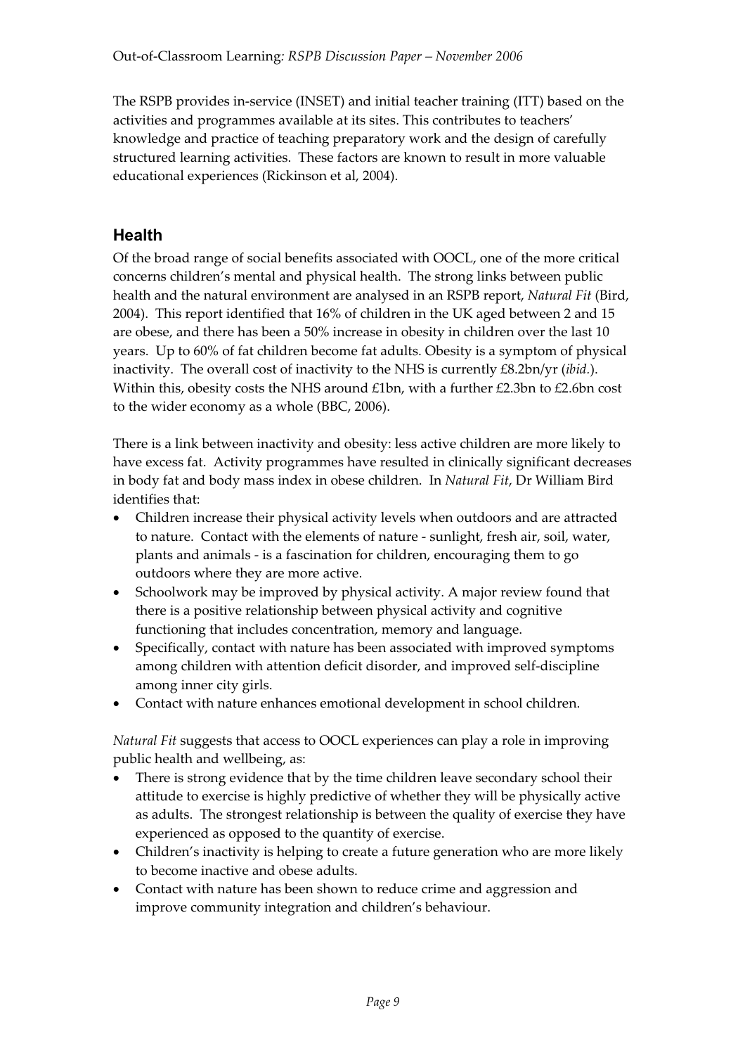The RSPB provides in-service (INSET) and initial teacher training (ITT) based on the activities and programmes available at its sites. This contributes to teachers' knowledge and practice of teaching preparatory work and the design of carefully structured learning activities. These factors are known to result in more valuable educational experiences (Rickinson et al, 2004).

## Health

Of the broad range of social benefits associated with OOCL, one of the more critical concerns children's mental and physical health. The strong links between public health and the natural environment are analysed in an RSPB report, *Natural Fit* (Bird, 2004). This report identified that 16% of children in the UK aged between 2 and 15 are obese, and there has been a 50% increase in obesity in children over the last 10 years. Up to 60% of fat children become fat adults. Obesity is a symptom of physical inactivity. The overall cost of inactivity to the NHS is currently £8.2bn/yr (*ibid.*). Within this, obesity costs the NHS around £1bn, with a further £2.3bn to £2.6bn cost to the wider economy as a whole (BBC, 2006).

There is a link between inactivity and obesity: less active children are more likely to have excess fat. Activity programmes have resulted in clinically significant decreases in body fat and body mass index in obese children. In *Natural Fit*, Dr William Bird identifies that:

- Children increase their physical activity levels when outdoors and are attracted to nature. Contact with the elements of nature - sunlight, fresh air, soil, water, plants and animals - is a fascination for children, encouraging them to go outdoors where they are more active.
- Schoolwork may be improved by physical activity. A major review found that there is a positive relationship between physical activity and cognitive functioning that includes concentration, memory and language.
- Specifically, contact with nature has been associated with improved symptoms among children with attention deficit disorder, and improved self-discipline among inner city girls.
- Contact with nature enhances emotional development in school children.

*Natural Fit* suggests that access to OOCL experiences can play a role in improving public health and wellbeing, as:

- There is strong evidence that by the time children leave secondary school their attitude to exercise is highly predictive of whether they will be physically active as adults. The strongest relationship is between the quality of exercise they have experienced as opposed to the quantity of exercise.
- Children's inactivity is helping to create a future generation who are more likely to become inactive and obese adults.
- Contact with nature has been shown to reduce crime and aggression and improve community integration and children's behaviour.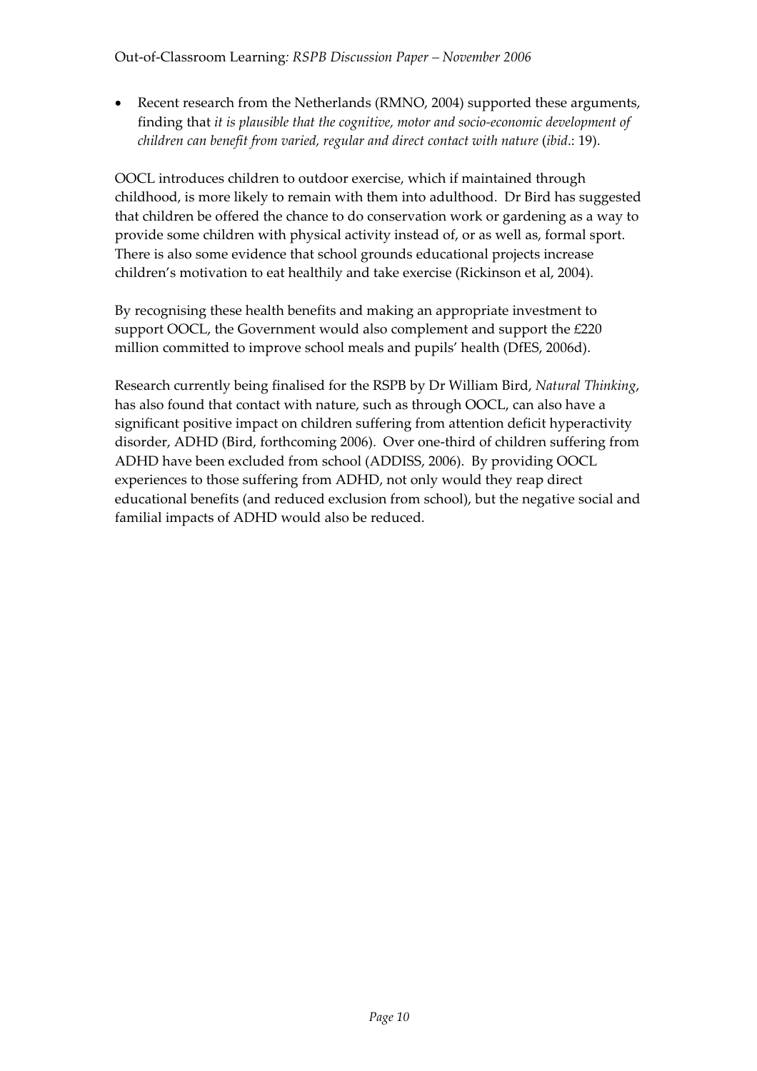- Recent research from the Netherlands (RMNO, 2004) supported these arguments, finding that *it is plausible that the cognitive, motor and socio-economic development of children can benefit from varied, regular and direct contact with nature* (*ibid*.: 19).

OOCL introduces children to outdoor exercise, which if maintained through childhood, is more likely to remain with them into adulthood. Dr Bird has suggested that children be offered the chance to do conservation work or gardening as a way to provide some children with physical activity instead of, or as well as, formal sport. There is also some evidence that school grounds educational projects increase children's motivation to eat healthily and take exercise (Rickinson et al, 2004).

By recognising these health benefits and making an appropriate investment to support OOCL, the Government would also complement and support the £220 million committed to improve school meals and pupils' health (DfES, 2006d).

Research currently being finalised for the RSPB by Dr William Bird, *Natural Thinking*, has also found that contact with nature, such as through OOCL, can also have a significant positive impact on children suffering from attention deficit hyperactivity disorder, ADHD (Bird, forthcoming 2006). Over one-third of children suffering from ADHD have been excluded from school (ADDISS, 2006). By providing OOCL experiences to those suffering from ADHD, not only would they reap direct educational benefits (and reduced exclusion from school), but the negative social and familial impacts of ADHD would also be reduced.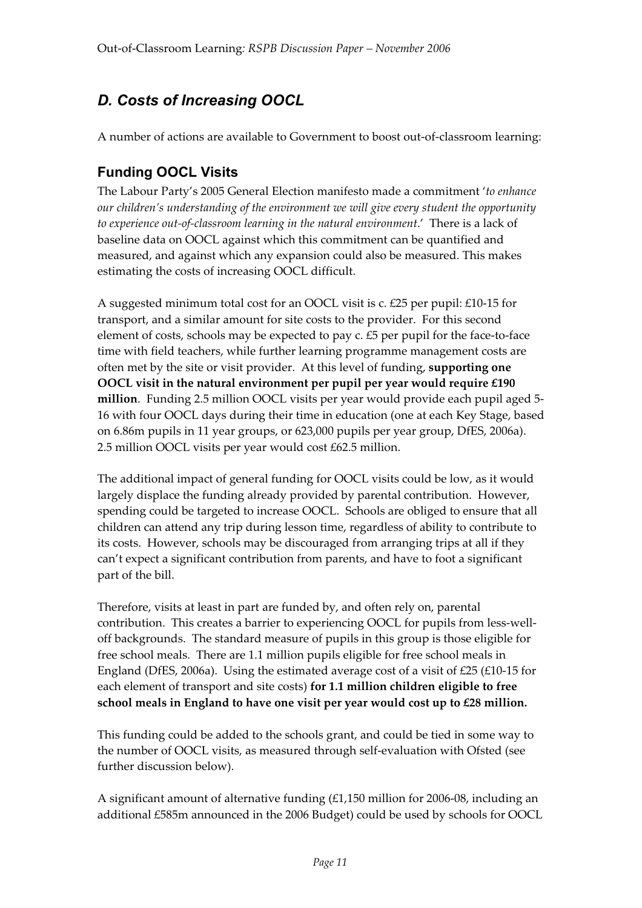## *D. Costs of Increasing OOCL*

A number of actions are available to Government to boost out-of-classroom learning:

### Funding OOCL Visits

The Labour Party's 2005 General Election manifesto made a commitment '*to enhance our children's understanding of the environment we will give every student the opportunity to experience out-of-classroom learning in the natural environment*.' There is a lack of baseline data on OOCL against which this commitment can be quantified and measured, and against which any expansion could also be measured. This makes estimating the costs of increasing OOCL difficult.

A suggested minimum total cost for an OOCL visit is c. £25 per pupil: £10-15 for transport, and a similar amount for site costs to the provider. For this second element of costs, schools may be expected to pay c. £5 per pupil for the face-to-face time with field teachers, while further learning programme management costs are often met by the site or visit provider. At this level of funding, **supporting one OOCL visit in the natural environment per pupil per year would require £190 million**. Funding 2.5 million OOCL visits per year would provide each pupil aged 5-16 with four OOCL days during their time in education (one at each Key Stage, based on 6.86m pupils in 11 year groups, or 623,000 pupils per year group, DfES, 2006a). 2.5 million OOCL visits per year would cost £62.5 million.

The additional impact of general funding for OOCL visits could be low, as it would largely displace the funding already provided by parental contribution. However, spending could be targeted to increase OOCL. Schools are obliged to ensure that all children can attend any trip during lesson time, regardless of ability to contribute to its costs. However, schools may be discouraged from arranging trips at all if they can't expect a significant contribution from parents, and have to foot a significant part of the bill.

Therefore, visits at least in part are funded by, and often rely on, parental contribution. This creates a barrier to experiencing OOCL for pupils from less-well-off backgrounds. The standard measure of pupils in this group is those eligible for free school meals. There are 1.1 million pupils eligible for free school meals in England (DfES, 2006a). Using the estimated average cost of a visit of £25 (£10-15 for each element of transport and site costs) **for 1.1 million children eligible to free school meals in England to have one visit per year would cost up to £28 million.**

This funding could be added to the schools grant, and could be tied in some way to the number of OOCL visits, as measured through self-evaluation with Ofsted (see further discussion below).

A significant amount of alternative funding (£1,150 million for 2006-08, including an additional £585m announced in the 2006 Budget) could be used by schools for OOCL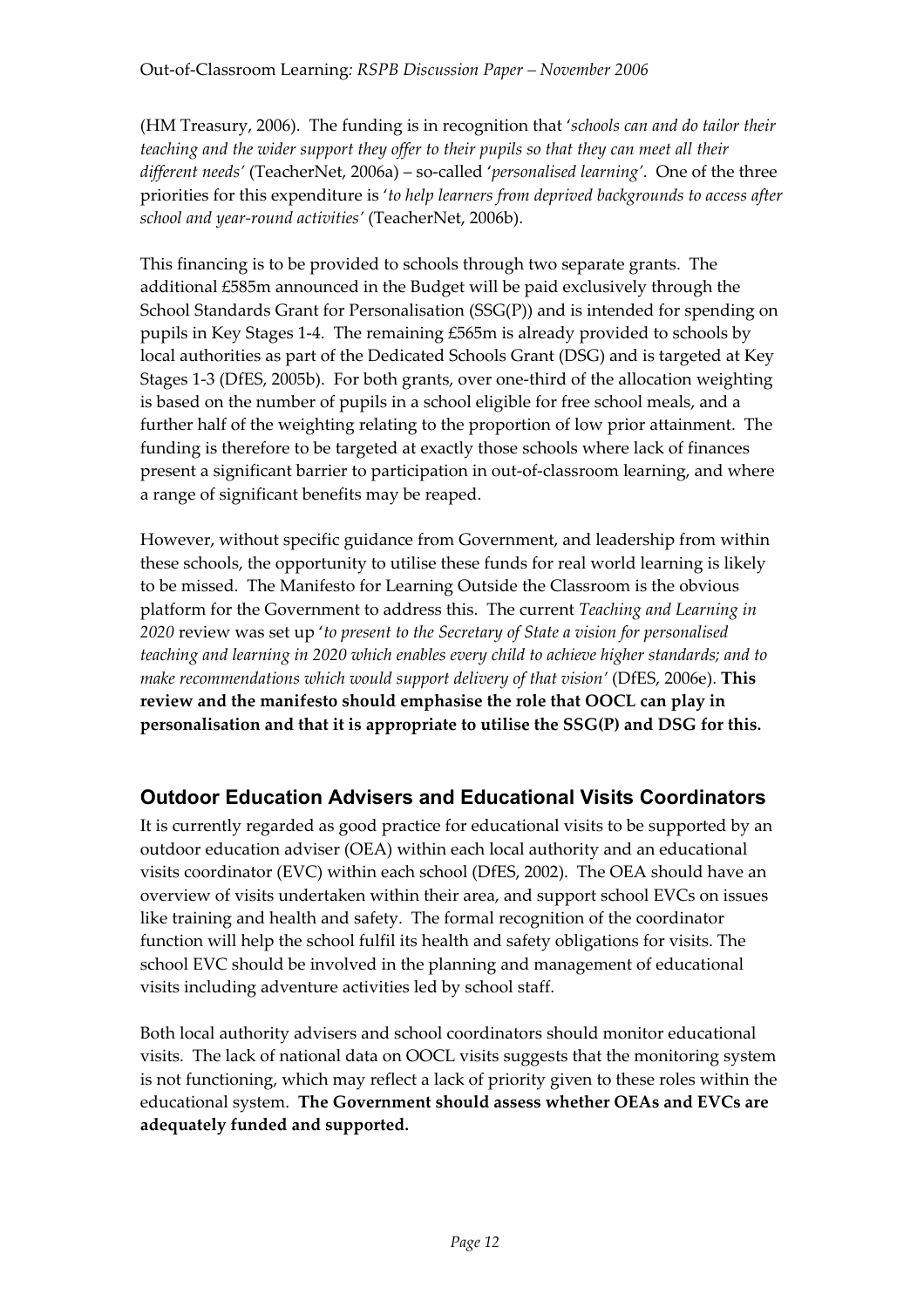(HM Treasury, 2006). The funding is in recognition that '*schools can and do tailor their teaching and the wider support they offer to their pupils so that they can meet all their different needs'* (TeacherNet, 2006a) – so-called '*personalised learning'*. One of the three priorities for this expenditure is '*to help learners from deprived backgrounds to access after school and year-round activities'* (TeacherNet, 2006b).

This financing is to be provided to schools through two separate grants. The additional £585m announced in the Budget will be paid exclusively through the School Standards Grant for Personalisation (SSG(P)) and is intended for spending on pupils in Key Stages 1-4. The remaining £565m is already provided to schools by local authorities as part of the Dedicated Schools Grant (DSG) and is targeted at Key Stages 1-3 (DfES, 2005b). For both grants, over one-third of the allocation weighting is based on the number of pupils in a school eligible for free school meals, and a further half of the weighting relating to the proportion of low prior attainment. The funding is therefore to be targeted at exactly those schools where lack of finances present a significant barrier to participation in out-of-classroom learning, and where a range of significant benefits may be reaped.

However, without specific guidance from Government, and leadership from within these schools, the opportunity to utilise these funds for real world learning is likely to be missed. The Manifesto for Learning Outside the Classroom is the obvious platform for the Government to address this. The current *Teaching and Learning in 2020* review was set up '*to present to the Secretary of State a vision for personalised teaching and learning in 2020 which enables every child to achieve higher standards; and to make recommendations which would support delivery of that vision'* (DfES, 2006e). **This review and the manifesto should emphasise the role that OOCL can play in personalisation and that it is appropriate to utilise the SSG(P) and DSG for this.**

## Outdoor Education Advisers and Educational Visits Coordinators

It is currently regarded as good practice for educational visits to be supported by an outdoor education adviser (OEA) within each local authority and an educational visits coordinator (EVC) within each school (DfES, 2002). The OEA should have an overview of visits undertaken within their area, and support school EVCs on issues like training and health and safety. The formal recognition of the coordinator function will help the school fulfil its health and safety obligations for visits. The school EVC should be involved in the planning and management of educational visits including adventure activities led by school staff.

Both local authority advisers and school coordinators should monitor educational visits. The lack of national data on OOCL visits suggests that the monitoring system is not functioning, which may reflect a lack of priority given to these roles within the educational system. **The Government should assess whether OEAs and EVCs are adequately funded and supported.**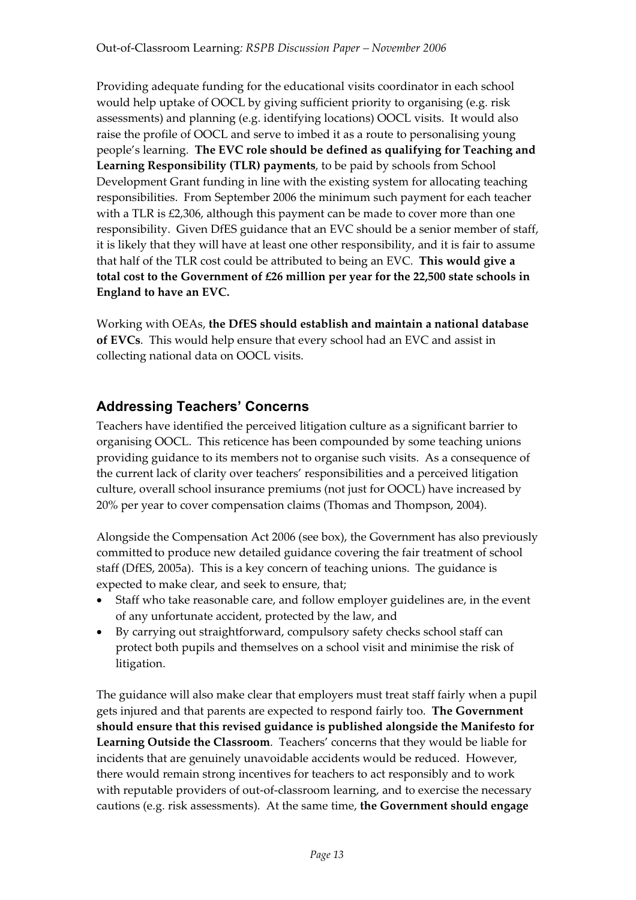Providing adequate funding for the educational visits coordinator in each school would help uptake of OOCL by giving sufficient priority to organising (e.g. risk assessments) and planning (e.g. identifying locations) OOCL visits. It would also raise the profile of OOCL and serve to imbed it as a route to personalising young people's learning. **The EVC role should be defined as qualifying for Teaching and Learning Responsibility (TLR) payments**, to be paid by schools from School Development Grant funding in line with the existing system for allocating teaching responsibilities. From September 2006 the minimum such payment for each teacher with a TLR is £2,306, although this payment can be made to cover more than one responsibility. Given DfES guidance that an EVC should be a senior member of staff, it is likely that they will have at least one other responsibility, and it is fair to assume that half of the TLR cost could be attributed to being an EVC. **This would give a total cost to the Government of £26 million per year for the 22,500 state schools in England to have an EVC.**

Working with OEAs, **the DfES should establish and maintain a national database of EVCs**. This would help ensure that every school had an EVC and assist in collecting national data on OOCL visits.

## Addressing Teachers' Concerns

Teachers have identified the perceived litigation culture as a significant barrier to organising OOCL. This reticence has been compounded by some teaching unions providing guidance to its members not to organise such visits. As a consequence of the current lack of clarity over teachers' responsibilities and a perceived litigation culture, overall school insurance premiums (not just for OOCL) have increased by 20% per year to cover compensation claims (Thomas and Thompson, 2004).

Alongside the Compensation Act 2006 (see box), the Government has also previously committed to produce new detailed guidance covering the fair treatment of school staff (DfES, 2005a). This is a key concern of teaching unions. The guidance is expected to make clear, and seek to ensure, that;

- Staff who take reasonable care, and follow employer guidelines are, in the event of any unfortunate accident, protected by the law, and
- By carrying out straightforward, compulsory safety checks school staff can protect both pupils and themselves on a school visit and minimise the risk of litigation.

The guidance will also make clear that employers must treat staff fairly when a pupil gets injured and that parents are expected to respond fairly too. **The Government should ensure that this revised guidance is published alongside the Manifesto for Learning Outside the Classroom**. Teachers' concerns that they would be liable for incidents that are genuinely unavoidable accidents would be reduced. However, there would remain strong incentives for teachers to act responsibly and to work with reputable providers of out-of-classroom learning, and to exercise the necessary cautions (e.g. risk assessments). At the same time, **the Government should engage**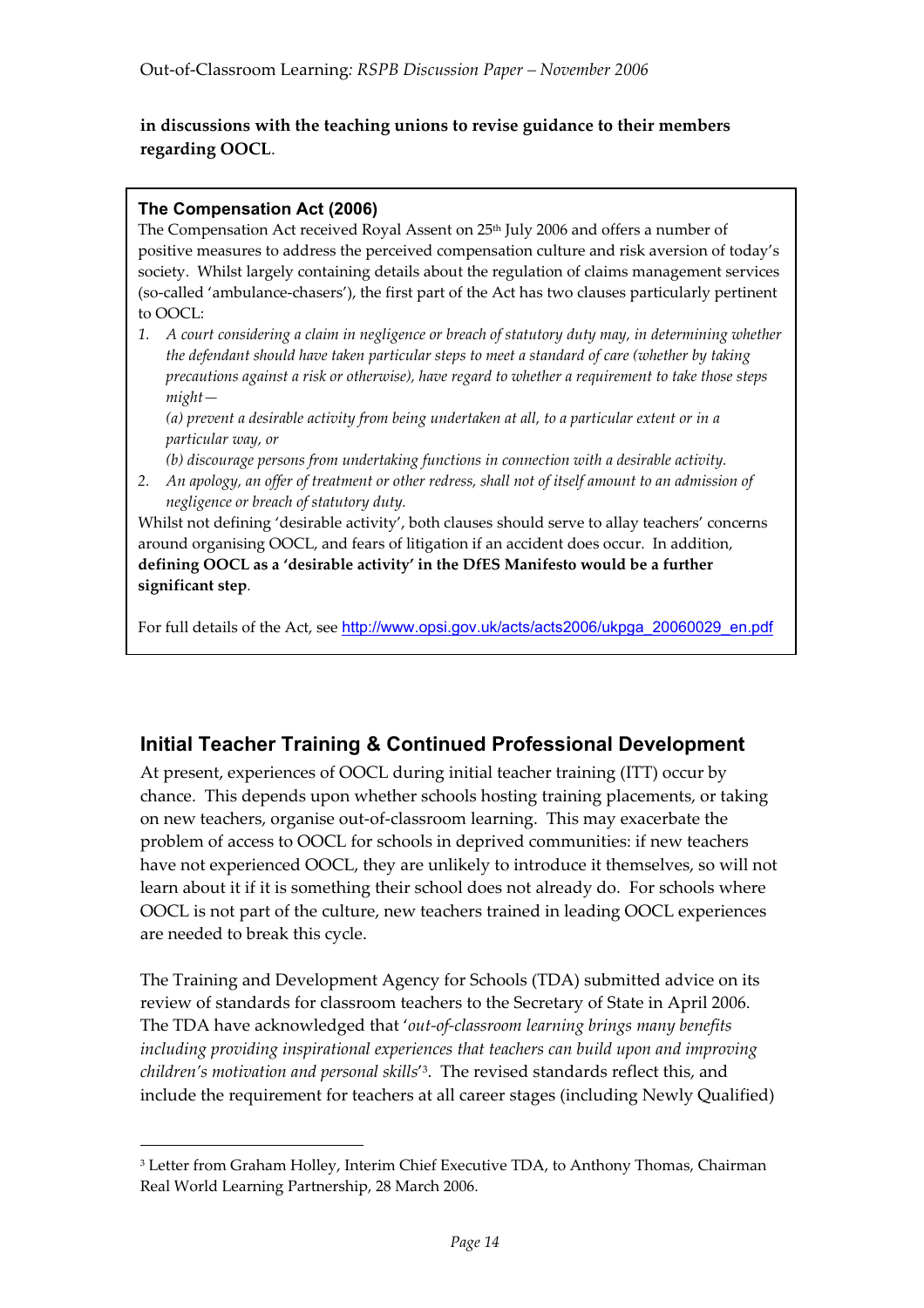**in discussions with the teaching unions to revise guidance to their members regarding OOCL**.

> **The Compensation Act (2006)**
>
> The Compensation Act received Royal Assent on 25th July 2006 and offers a number of positive measures to address the perceived compensation culture and risk aversion of today's society. Whilst largely containing details about the regulation of claims management services (so-called 'ambulance-chasers'), the first part of the Act has two clauses particularly pertinent to OOCL:
>
> 1. *A court considering a claim in negligence or breach of statutory duty may, in determining whether the defendant should have taken particular steps to meet a standard of care (whether by taking precautions against a risk or otherwise), have regard to whether a requirement to take those steps might—*
>
>    *(a) prevent a desirable activity from being undertaken at all, to a particular extent or in a particular way, or*
>
>    *(b) discourage persons from undertaking functions in connection with a desirable activity.*
> 2. *An apology, an offer of treatment or other redress, shall not of itself amount to an admission of negligence or breach of statutory duty.*
>
> Whilst not defining 'desirable activity', both clauses should serve to allay teachers' concerns around organising OOCL, and fears of litigation if an accident does occur. In addition, **defining OOCL as a 'desirable activity' in the DfES Manifesto would be a further significant step**.
>
> For full details of the Act, see http://www.opsi.gov.uk/acts/acts2006/ukpga_20060029_en.pdf

## Initial Teacher Training & Continued Professional Development

At present, experiences of OOCL during initial teacher training (ITT) occur by chance. This depends upon whether schools hosting training placements, or taking on new teachers, organise out-of-classroom learning. This may exacerbate the problem of access to OOCL for schools in deprived communities: if new teachers have not experienced OOCL, they are unlikely to introduce it themselves, so will not learn about it if it is something their school does not already do. For schools where OOCL is not part of the culture, new teachers trained in leading OOCL experiences are needed to break this cycle.

The Training and Development Agency for Schools (TDA) submitted advice on its review of standards for classroom teachers to the Secretary of State in April 2006. The TDA have acknowledged that '*out-of-classroom learning brings many benefits including providing inspirational experiences that teachers can build upon and improving children's motivation and personal skills*'[3]. The revised standards reflect this, and include the requirement for teachers at all career stages (including Newly Qualified)

[3] Letter from Graham Holley, Interim Chief Executive TDA, to Anthony Thomas, Chairman Real World Learning Partnership, 28 March 2006.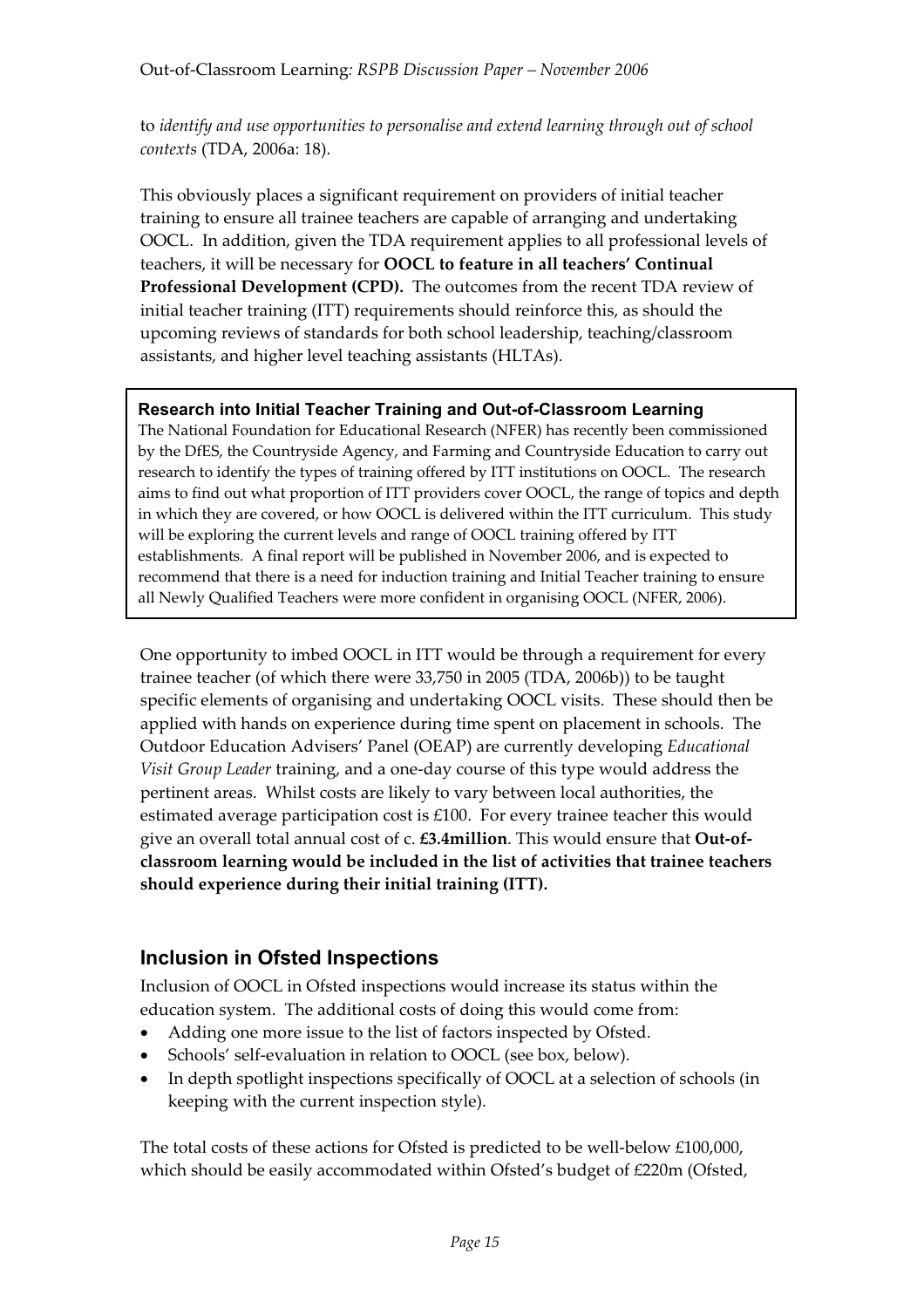to *identify and use opportunities to personalise and extend learning through out of school contexts* (TDA, 2006a: 18).

This obviously places a significant requirement on providers of initial teacher training to ensure all trainee teachers are capable of arranging and undertaking OOCL. In addition, given the TDA requirement applies to all professional levels of teachers, it will be necessary for **OOCL to feature in all teachers' Continual Professional Development (CPD).** The outcomes from the recent TDA review of initial teacher training (ITT) requirements should reinforce this, as should the upcoming reviews of standards for both school leadership, teaching/classroom assistants, and higher level teaching assistants (HLTAs).

> **Research into Initial Teacher Training and Out-of-Classroom Learning**
>
> The National Foundation for Educational Research (NFER) has recently been commissioned by the DfES, the Countryside Agency, and Farming and Countryside Education to carry out research to identify the types of training offered by ITT institutions on OOCL. The research aims to find out what proportion of ITT providers cover OOCL, the range of topics and depth in which they are covered, or how OOCL is delivered within the ITT curriculum. This study will be exploring the current levels and range of OOCL training offered by ITT establishments. A final report will be published in November 2006, and is expected to recommend that there is a need for induction training and Initial Teacher training to ensure all Newly Qualified Teachers were more confident in organising OOCL (NFER, 2006).

One opportunity to imbed OOCL in ITT would be through a requirement for every trainee teacher (of which there were 33,750 in 2005 (TDA, 2006b)) to be taught specific elements of organising and undertaking OOCL visits. These should then be applied with hands on experience during time spent on placement in schools. The Outdoor Education Advisers' Panel (OEAP) are currently developing *Educational Visit Group Leader* training, and a one-day course of this type would address the pertinent areas. Whilst costs are likely to vary between local authorities, the estimated average participation cost is £100. For every trainee teacher this would give an overall total annual cost of c. **£3.4million**. This would ensure that **Out-of-classroom learning would be included in the list of activities that trainee teachers should experience during their initial training (ITT).**

## Inclusion in Ofsted Inspections

Inclusion of OOCL in Ofsted inspections would increase its status within the education system. The additional costs of doing this would come from:

- Adding one more issue to the list of factors inspected by Ofsted.
- Schools' self-evaluation in relation to OOCL (see box, below).
- In depth spotlight inspections specifically of OOCL at a selection of schools (in keeping with the current inspection style).

The total costs of these actions for Ofsted is predicted to be well-below £100,000, which should be easily accommodated within Ofsted's budget of £220m (Ofsted,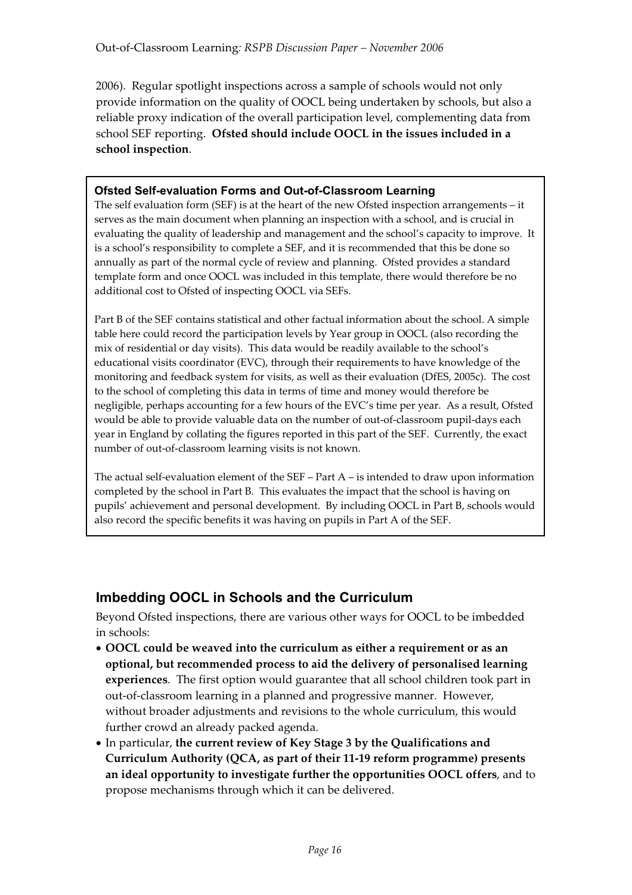2006). Regular spotlight inspections across a sample of schools would not only provide information on the quality of OOCL being undertaken by schools, but also a reliable proxy indication of the overall participation level, complementing data from school SEF reporting. **Ofsted should include OOCL in the issues included in a school inspection**.

> **Ofsted Self-evaluation Forms and Out-of-Classroom Learning**
>
> The self evaluation form (SEF) is at the heart of the new Ofsted inspection arrangements – it serves as the main document when planning an inspection with a school, and is crucial in evaluating the quality of leadership and management and the school's capacity to improve. It is a school's responsibility to complete a SEF, and it is recommended that this be done so annually as part of the normal cycle of review and planning. Ofsted provides a standard template form and once OOCL was included in this template, there would therefore be no additional cost to Ofsted of inspecting OOCL via SEFs.
>
> Part B of the SEF contains statistical and other factual information about the school. A simple table here could record the participation levels by Year group in OOCL (also recording the mix of residential or day visits). This data would be readily available to the school's educational visits coordinator (EVC), through their requirements to have knowledge of the monitoring and feedback system for visits, as well as their evaluation (DfES, 2005c). The cost to the school of completing this data in terms of time and money would therefore be negligible, perhaps accounting for a few hours of the EVC's time per year. As a result, Ofsted would be able to provide valuable data on the number of out-of-classroom pupil-days each year in England by collating the figures reported in this part of the SEF. Currently, the exact number of out-of-classroom learning visits is not known.
>
> The actual self-evaluation element of the SEF – Part A – is intended to draw upon information completed by the school in Part B. This evaluates the impact that the school is having on pupils' achievement and personal development. By including OOCL in Part B, schools would also record the specific benefits it was having on pupils in Part A of the SEF.

## Imbedding OOCL in Schools and the Curriculum

Beyond Ofsted inspections, there are various other ways for OOCL to be imbedded in schools:

- **OOCL could be weaved into the curriculum as either a requirement or as an optional, but recommended process to aid the delivery of personalised learning experiences**. The first option would guarantee that all school children took part in out-of-classroom learning in a planned and progressive manner. However, without broader adjustments and revisions to the whole curriculum, this would further crowd an already packed agenda.
- In particular, **the current review of Key Stage 3 by the Qualifications and Curriculum Authority (QCA, as part of their 11-19 reform programme) presents an ideal opportunity to investigate further the opportunities OOCL offers**, and to propose mechanisms through which it can be delivered.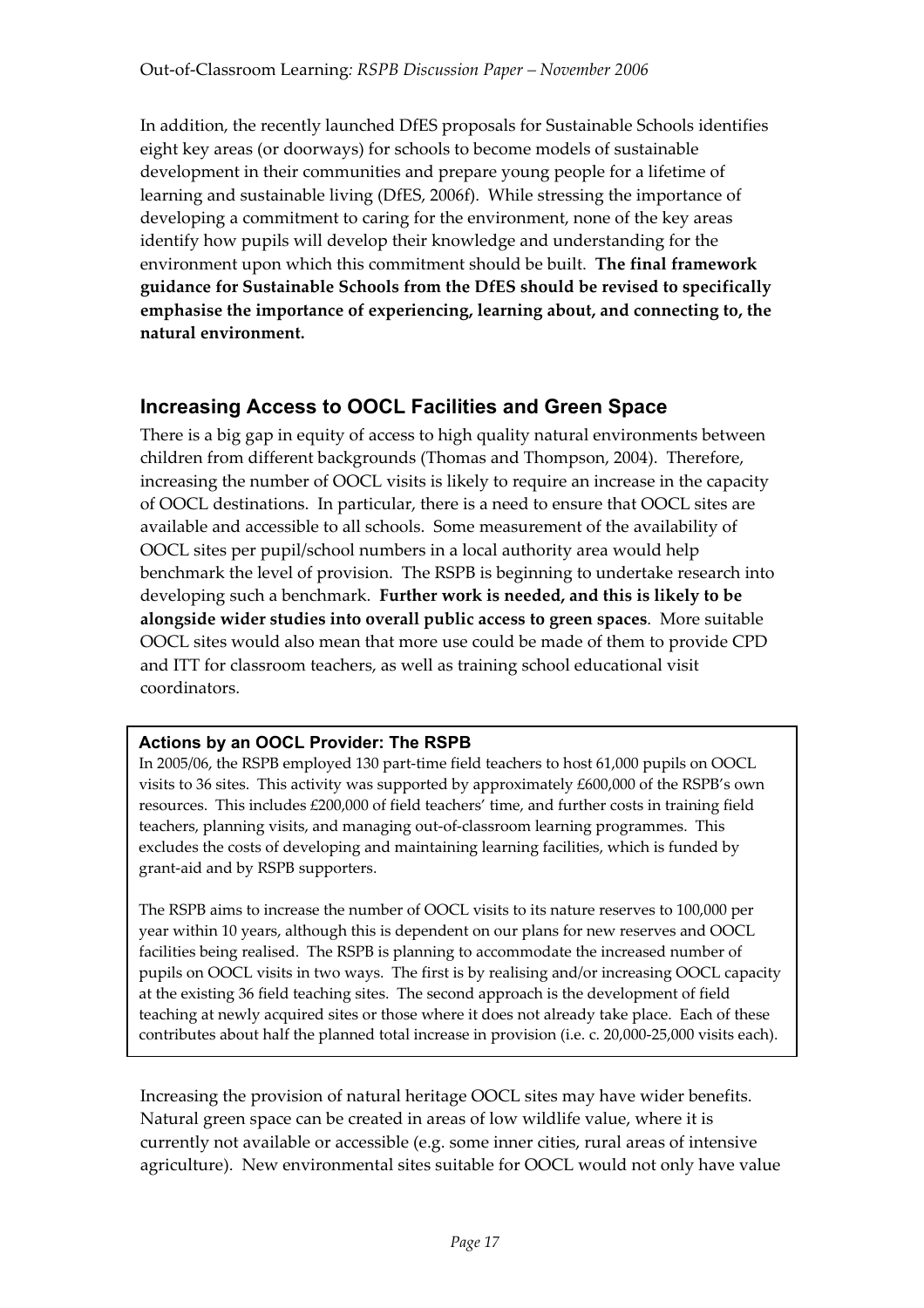In addition, the recently launched DfES proposals for Sustainable Schools identifies eight key areas (or doorways) for schools to become models of sustainable development in their communities and prepare young people for a lifetime of learning and sustainable living (DfES, 2006f). While stressing the importance of developing a commitment to caring for the environment, none of the key areas identify how pupils will develop their knowledge and understanding for the environment upon which this commitment should be built. **The final framework guidance for Sustainable Schools from the DfES should be revised to specifically emphasise the importance of experiencing, learning about, and connecting to, the natural environment.**

## Increasing Access to OOCL Facilities and Green Space

There is a big gap in equity of access to high quality natural environments between children from different backgrounds (Thomas and Thompson, 2004). Therefore, increasing the number of OOCL visits is likely to require an increase in the capacity of OOCL destinations. In particular, there is a need to ensure that OOCL sites are available and accessible to all schools. Some measurement of the availability of OOCL sites per pupil/school numbers in a local authority area would help benchmark the level of provision. The RSPB is beginning to undertake research into developing such a benchmark. **Further work is needed, and this is likely to be alongside wider studies into overall public access to green spaces**. More suitable OOCL sites would also mean that more use could be made of them to provide CPD and ITT for classroom teachers, as well as training school educational visit coordinators.

> **Actions by an OOCL Provider: The RSPB**
>
> In 2005/06, the RSPB employed 130 part-time field teachers to host 61,000 pupils on OOCL visits to 36 sites. This activity was supported by approximately £600,000 of the RSPB's own resources. This includes £200,000 of field teachers' time, and further costs in training field teachers, planning visits, and managing out-of-classroom learning programmes. This excludes the costs of developing and maintaining learning facilities, which is funded by grant-aid and by RSPB supporters.
>
> The RSPB aims to increase the number of OOCL visits to its nature reserves to 100,000 per year within 10 years, although this is dependent on our plans for new reserves and OOCL facilities being realised. The RSPB is planning to accommodate the increased number of pupils on OOCL visits in two ways. The first is by realising and/or increasing OOCL capacity at the existing 36 field teaching sites. The second approach is the development of field teaching at newly acquired sites or those where it does not already take place. Each of these contributes about half the planned total increase in provision (i.e. c. 20,000-25,000 visits each).

Increasing the provision of natural heritage OOCL sites may have wider benefits. Natural green space can be created in areas of low wildlife value, where it is currently not available or accessible (e.g. some inner cities, rural areas of intensive agriculture). New environmental sites suitable for OOCL would not only have value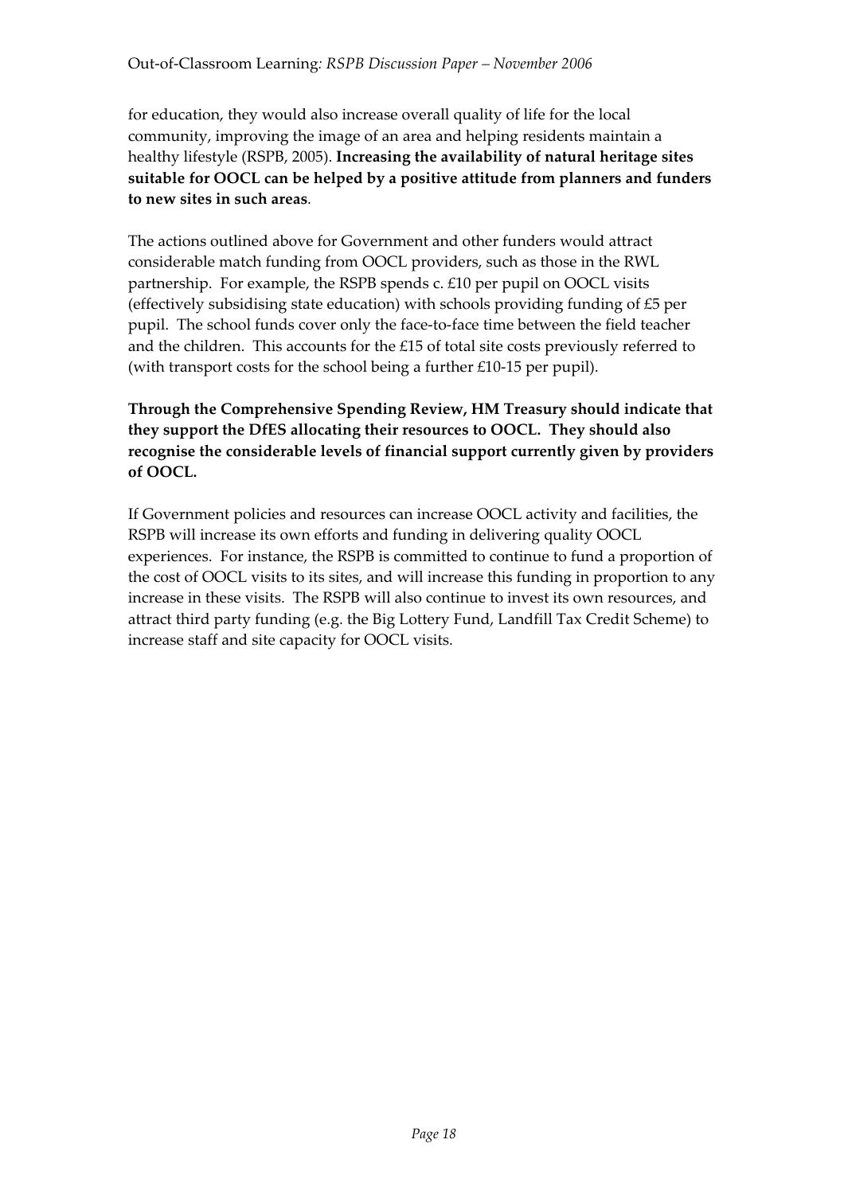for education, they would also increase overall quality of life for the local community, improving the image of an area and helping residents maintain a healthy lifestyle (RSPB, 2005). **Increasing the availability of natural heritage sites suitable for OOCL can be helped by a positive attitude from planners and funders to new sites in such areas**.

The actions outlined above for Government and other funders would attract considerable match funding from OOCL providers, such as those in the RWL partnership. For example, the RSPB spends c. £10 per pupil on OOCL visits (effectively subsidising state education) with schools providing funding of £5 per pupil. The school funds cover only the face-to-face time between the field teacher and the children. This accounts for the £15 of total site costs previously referred to (with transport costs for the school being a further £10-15 per pupil).

**Through the Comprehensive Spending Review, HM Treasury should indicate that they support the DfES allocating their resources to OOCL. They should also recognise the considerable levels of financial support currently given by providers of OOCL.**

If Government policies and resources can increase OOCL activity and facilities, the RSPB will increase its own efforts and funding in delivering quality OOCL experiences. For instance, the RSPB is committed to continue to fund a proportion of the cost of OOCL visits to its sites, and will increase this funding in proportion to any increase in these visits. The RSPB will also continue to invest its own resources, and attract third party funding (e.g. the Big Lottery Fund, Landfill Tax Credit Scheme) to increase staff and site capacity for OOCL visits.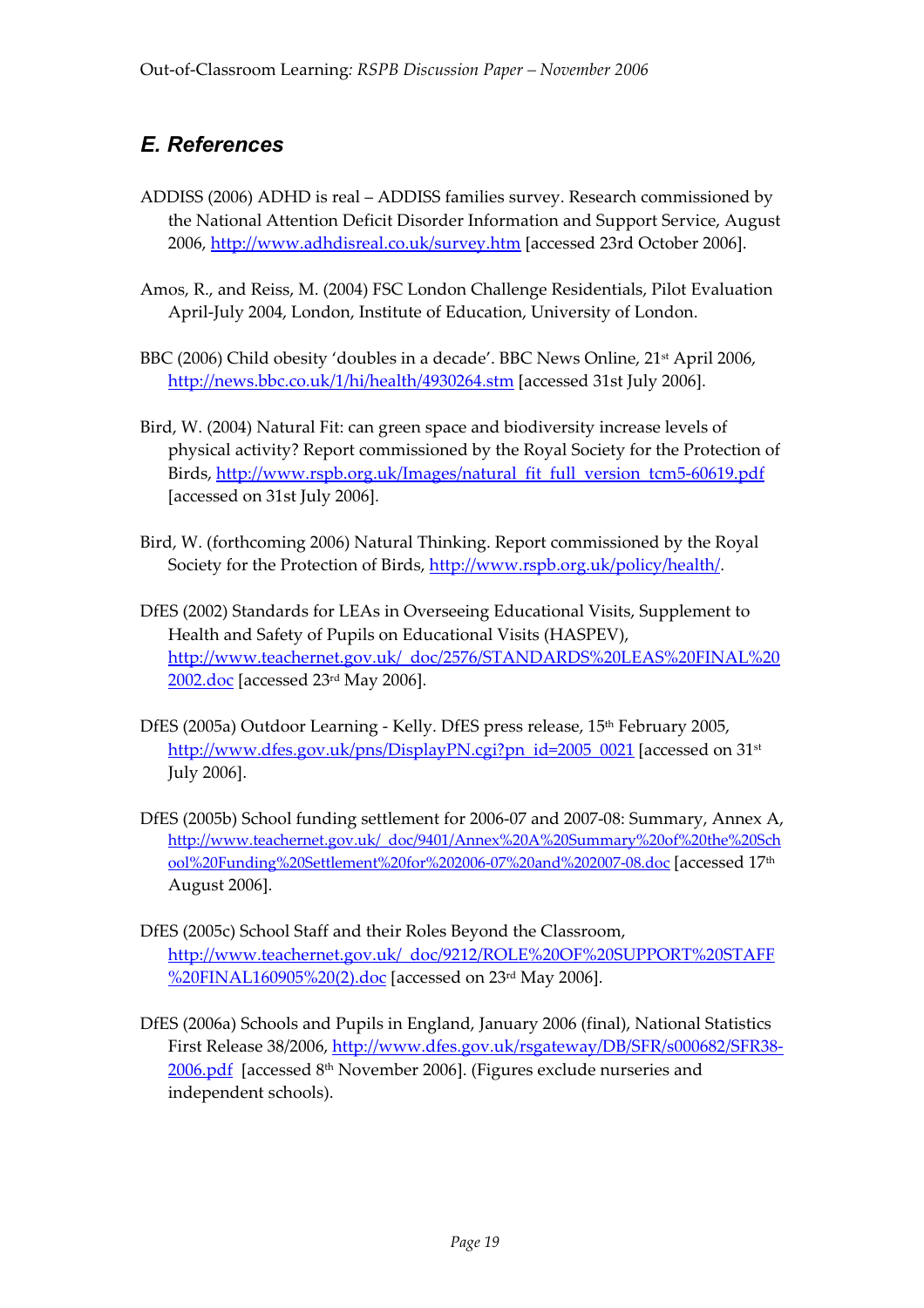## E. References

ADDISS (2006) ADHD is real – ADDISS families survey. Research commissioned by the National Attention Deficit Disorder Information and Support Service, August 2006, http://www.adhdisreal.co.uk/survey.htm [accessed 23rd October 2006].

Amos, R., and Reiss, M. (2004) FSC London Challenge Residentials, Pilot Evaluation April-July 2004, London, Institute of Education, University of London.

BBC (2006) Child obesity 'doubles in a decade'. BBC News Online, 21st April 2006, http://news.bbc.co.uk/1/hi/health/4930264.stm [accessed 31st July 2006].

Bird, W. (2004) Natural Fit: can green space and biodiversity increase levels of physical activity? Report commissioned by the Royal Society for the Protection of Birds, http://www.rspb.org.uk/Images/natural_fit_full_version_tcm5-60619.pdf [accessed on 31st July 2006].

Bird, W. (forthcoming 2006) Natural Thinking. Report commissioned by the Royal Society for the Protection of Birds, http://www.rspb.org.uk/policy/health/.

DfES (2002) Standards for LEAs in Overseeing Educational Visits, Supplement to Health and Safety of Pupils on Educational Visits (HASPEV), http://www.teachernet.gov.uk/_doc/2576/STANDARDS%20LEAS%20FINAL%202002.doc [accessed 23rd May 2006].

DfES (2005a) Outdoor Learning - Kelly. DfES press release, 15th February 2005, http://www.dfes.gov.uk/pns/DisplayPN.cgi?pn_id=2005_0021 [accessed on 31st July 2006].

DfES (2005b) School funding settlement for 2006-07 and 2007-08: Summary, Annex A, http://www.teachernet.gov.uk/_doc/9401/Annex%20A%20Summary%20of%20the%20School%20Funding%20Settlement%20for%202006-07%20and%202007-08.doc [accessed 17th August 2006].

DfES (2005c) School Staff and their Roles Beyond the Classroom, http://www.teachernet.gov.uk/_doc/9212/ROLE%20OF%20SUPPORT%20STAFF%20FINAL160905%20(2).doc [accessed on 23rd May 2006].

DfES (2006a) Schools and Pupils in England, January 2006 (final), National Statistics First Release 38/2006, http://www.dfes.gov.uk/rsgateway/DB/SFR/s000682/SFR38-2006.pdf [accessed 8th November 2006]. (Figures exclude nurseries and independent schools).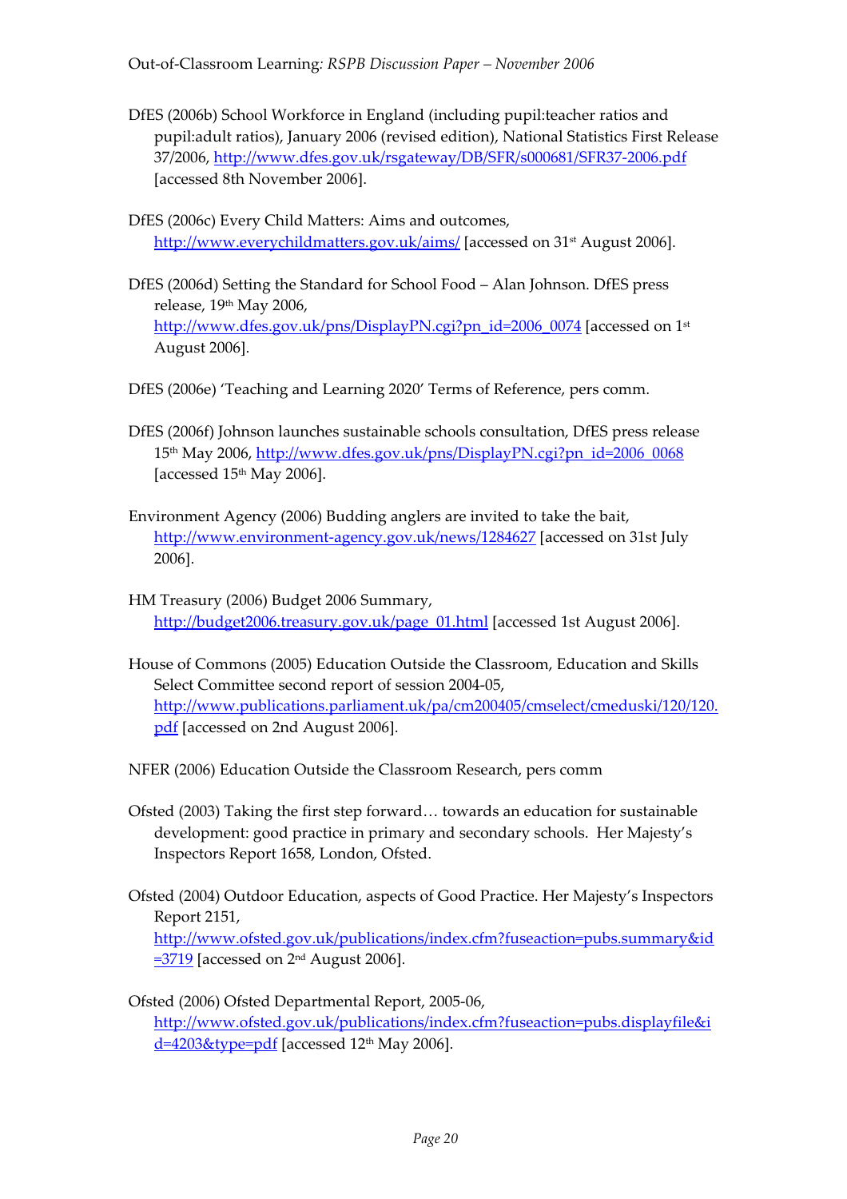DfES (2006b) School Workforce in England (including pupil:teacher ratios and pupil:adult ratios), January 2006 (revised edition), National Statistics First Release 37/2006, http://www.dfes.gov.uk/rsgateway/DB/SFR/s000681/SFR37-2006.pdf [accessed 8th November 2006].

DfES (2006c) Every Child Matters: Aims and outcomes, http://www.everychildmatters.gov.uk/aims/ [accessed on 31st August 2006].

DfES (2006d) Setting the Standard for School Food – Alan Johnson. DfES press release, 19th May 2006, http://www.dfes.gov.uk/pns/DisplayPN.cgi?pn_id=2006_0074 [accessed on 1st August 2006].

DfES (2006e) 'Teaching and Learning 2020' Terms of Reference, pers comm.

DfES (2006f) Johnson launches sustainable schools consultation, DfES press release 15th May 2006, http://www.dfes.gov.uk/pns/DisplayPN.cgi?pn_id=2006_0068 [accessed 15th May 2006].

Environment Agency (2006) Budding anglers are invited to take the bait, http://www.environment-agency.gov.uk/news/1284627 [accessed on 31st July 2006].

HM Treasury (2006) Budget 2006 Summary, http://budget2006.treasury.gov.uk/page_01.html [accessed 1st August 2006].

House of Commons (2005) Education Outside the Classroom, Education and Skills Select Committee second report of session 2004-05, http://www.publications.parliament.uk/pa/cm200405/cmselect/cmeduski/120/120.pdf [accessed on 2nd August 2006].

NFER (2006) Education Outside the Classroom Research, pers comm

Ofsted (2003) Taking the first step forward… towards an education for sustainable development: good practice in primary and secondary schools. Her Majesty's Inspectors Report 1658, London, Ofsted.

Ofsted (2004) Outdoor Education, aspects of Good Practice. Her Majesty's Inspectors Report 2151, http://www.ofsted.gov.uk/publications/index.cfm?fuseaction=pubs.summary&id=3719 [accessed on 2nd August 2006].

Ofsted (2006) Ofsted Departmental Report, 2005-06, http://www.ofsted.gov.uk/publications/index.cfm?fuseaction=pubs.displayfile&id=4203&type=pdf [accessed 12th May 2006].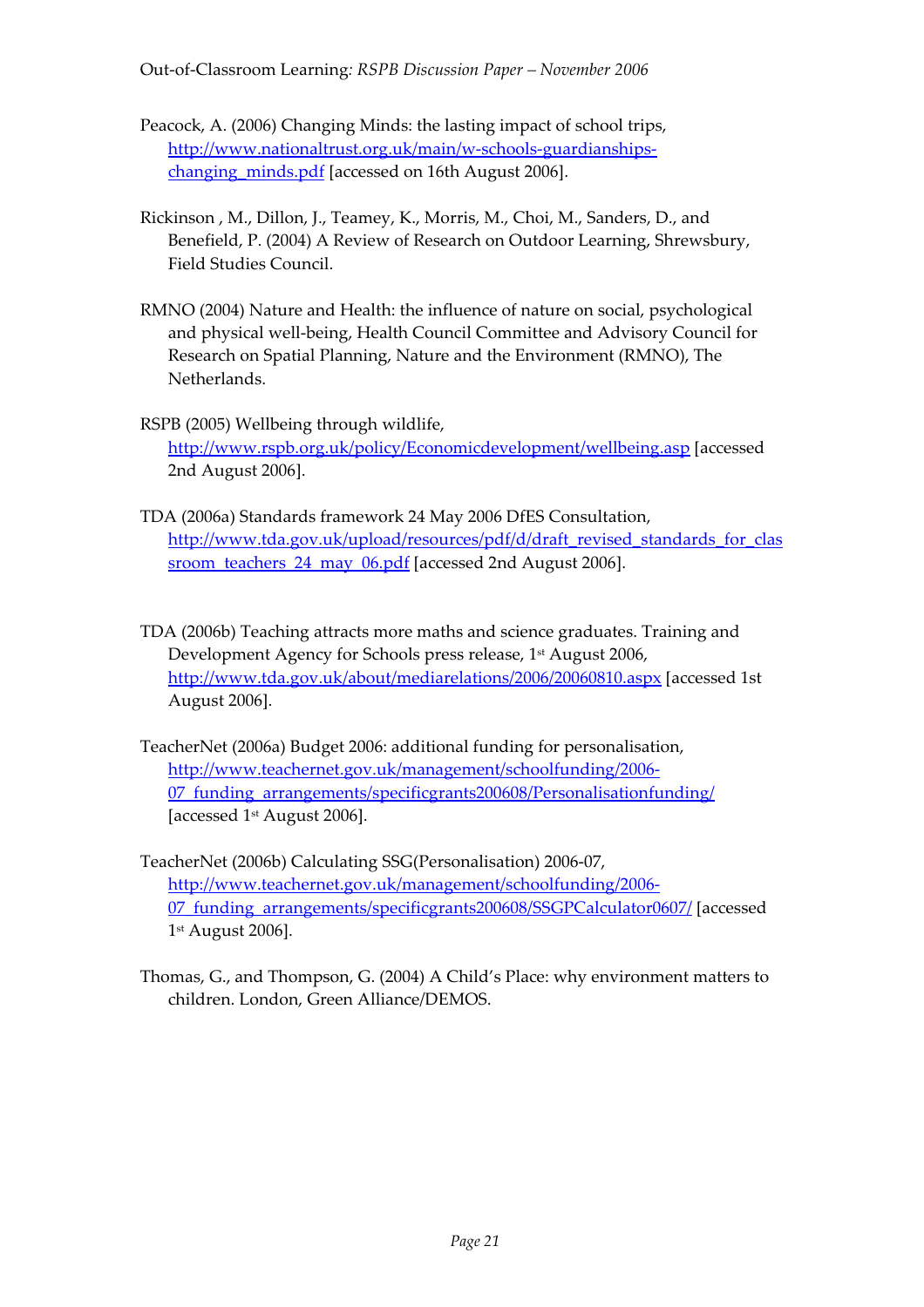Peacock, A. (2006) Changing Minds: the lasting impact of school trips, http://www.nationaltrust.org.uk/main/w-schools-guardianships-changing_minds.pdf [accessed on 16th August 2006].

Rickinson , M., Dillon, J., Teamey, K., Morris, M., Choi, M., Sanders, D., and Benefield, P. (2004) A Review of Research on Outdoor Learning, Shrewsbury, Field Studies Council.

RMNO (2004) Nature and Health: the influence of nature on social, psychological and physical well-being, Health Council Committee and Advisory Council for Research on Spatial Planning, Nature and the Environment (RMNO), The Netherlands.

RSPB (2005) Wellbeing through wildlife, http://www.rspb.org.uk/policy/Economicdevelopment/wellbeing.asp [accessed 2nd August 2006].

TDA (2006a) Standards framework 24 May 2006 DfES Consultation, http://www.tda.gov.uk/upload/resources/pdf/d/draft_revised_standards_for_classroom_teachers_24_may_06.pdf [accessed 2nd August 2006].

TDA (2006b) Teaching attracts more maths and science graduates. Training and Development Agency for Schools press release, 1st August 2006, http://www.tda.gov.uk/about/mediarelations/2006/20060810.aspx [accessed 1st August 2006].

TeacherNet (2006a) Budget 2006: additional funding for personalisation, http://www.teachernet.gov.uk/management/schoolfunding/2006-07_funding_arrangements/specificgrants200608/Personalisationfunding/ [accessed 1st August 2006].

TeacherNet (2006b) Calculating SSG(Personalisation) 2006-07, http://www.teachernet.gov.uk/management/schoolfunding/2006-07_funding_arrangements/specificgrants200608/SSGPCalculator0607/ [accessed 1st August 2006].

Thomas, G., and Thompson, G. (2004) A Child's Place: why environment matters to children. London, Green Alliance/DEMOS.